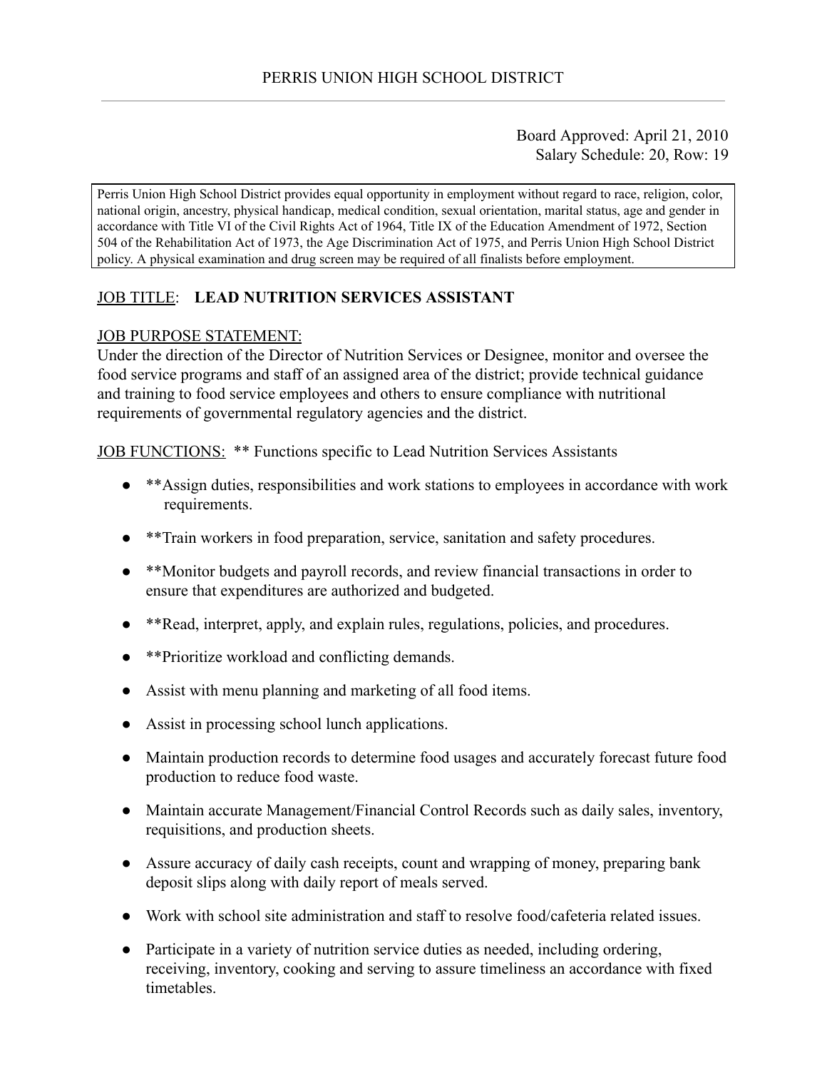PERRIS UNION HIGH SCHOOL DISTRICT

Board Approved: April 21, 2010
Salary Schedule: 20, Row: 19

Perris Union High School District provides equal opportunity in employment without regard to race, religion, color, national origin, ancestry, physical handicap, medical condition, sexual orientation, marital status, age and gender in accordance with Title VI of the Civil Rights Act of 1964, Title IX of the Education Amendment of 1972, Section 504 of the Rehabilitation Act of 1973, the Age Discrimination Act of 1975, and Perris Union High School District policy. A physical examination and drug screen may be required of all finalists before employment.

JOB TITLE: **LEAD NUTRITION SERVICES ASSISTANT**

JOB PURPOSE STATEMENT:
Under the direction of the Director of Nutrition Services or Designee, monitor and oversee the food service programs and staff of an assigned area of the district; provide technical guidance and training to food service employees and others to ensure compliance with nutritional requirements of governmental regulatory agencies and the district.

JOB FUNCTIONS: ** Functions specific to Lead Nutrition Services Assistants

- **Assign duties, responsibilities and work stations to employees in accordance with work requirements.
- **Train workers in food preparation, service, sanitation and safety procedures.
- **Monitor budgets and payroll records, and review financial transactions in order to ensure that expenditures are authorized and budgeted.
- **Read, interpret, apply, and explain rules, regulations, policies, and procedures.
- **Prioritize workload and conflicting demands.
- Assist with menu planning and marketing of all food items.
- Assist in processing school lunch applications.
- Maintain production records to determine food usages and accurately forecast future food production to reduce food waste.
- Maintain accurate Management/Financial Control Records such as daily sales, inventory, requisitions, and production sheets.
- Assure accuracy of daily cash receipts, count and wrapping of money, preparing bank deposit slips along with daily report of meals served.
- Work with school site administration and staff to resolve food/cafeteria related issues.
- Participate in a variety of nutrition service duties as needed, including ordering, receiving, inventory, cooking and serving to assure timeliness an accordance with fixed timetables.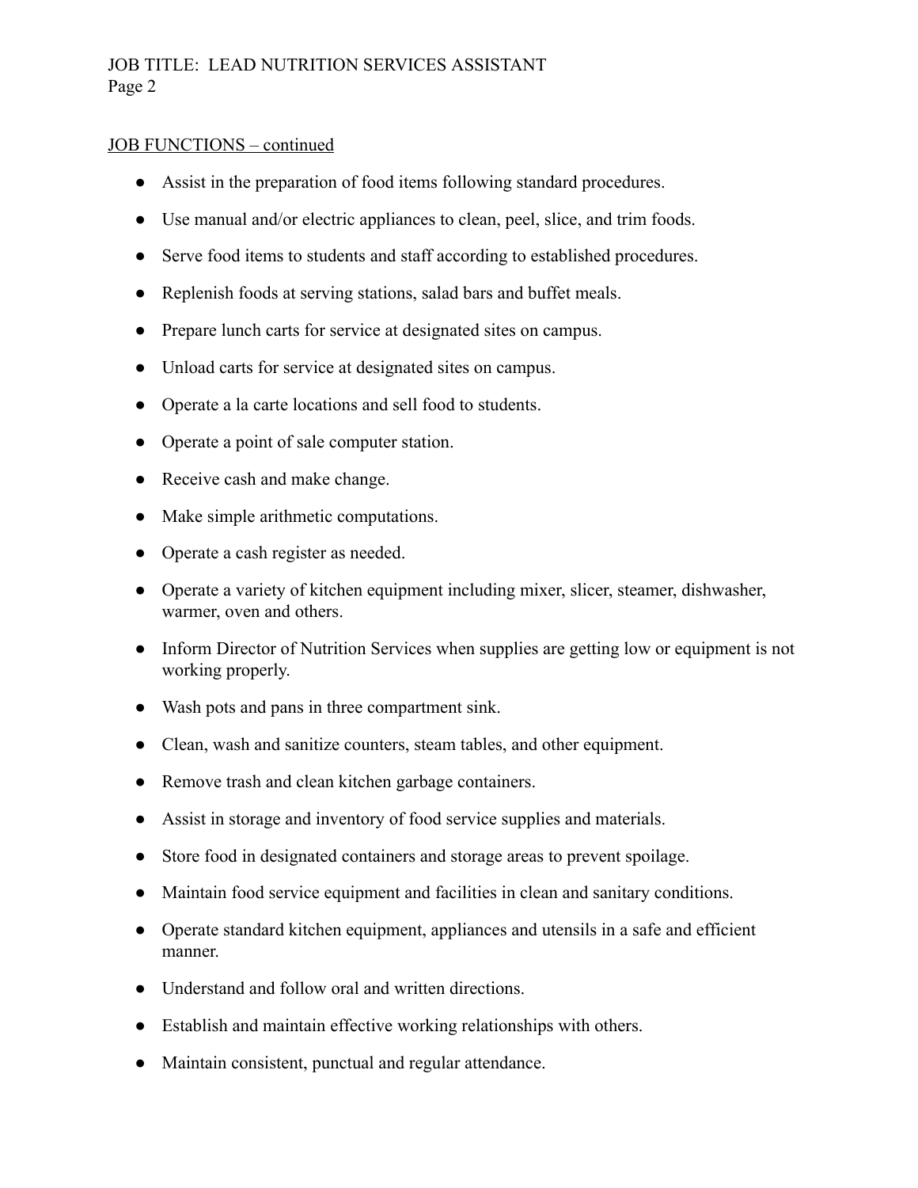JOB FUNCTIONS – continued

- Assist in the preparation of food items following standard procedures.
- Use manual and/or electric appliances to clean, peel, slice, and trim foods.
- Serve food items to students and staff according to established procedures.
- Replenish foods at serving stations, salad bars and buffet meals.
- Prepare lunch carts for service at designated sites on campus.
- Unload carts for service at designated sites on campus.
- Operate a la carte locations and sell food to students.
- Operate a point of sale computer station.
- Receive cash and make change.
- Make simple arithmetic computations.
- Operate a cash register as needed.
- Operate a variety of kitchen equipment including mixer, slicer, steamer, dishwasher, warmer, oven and others.
- Inform Director of Nutrition Services when supplies are getting low or equipment is not working properly.
- Wash pots and pans in three compartment sink.
- Clean, wash and sanitize counters, steam tables, and other equipment.
- Remove trash and clean kitchen garbage containers.
- Assist in storage and inventory of food service supplies and materials.
- Store food in designated containers and storage areas to prevent spoilage.
- Maintain food service equipment and facilities in clean and sanitary conditions.
- Operate standard kitchen equipment, appliances and utensils in a safe and efficient manner.
- Understand and follow oral and written directions.
- Establish and maintain effective working relationships with others.
- Maintain consistent, punctual and regular attendance.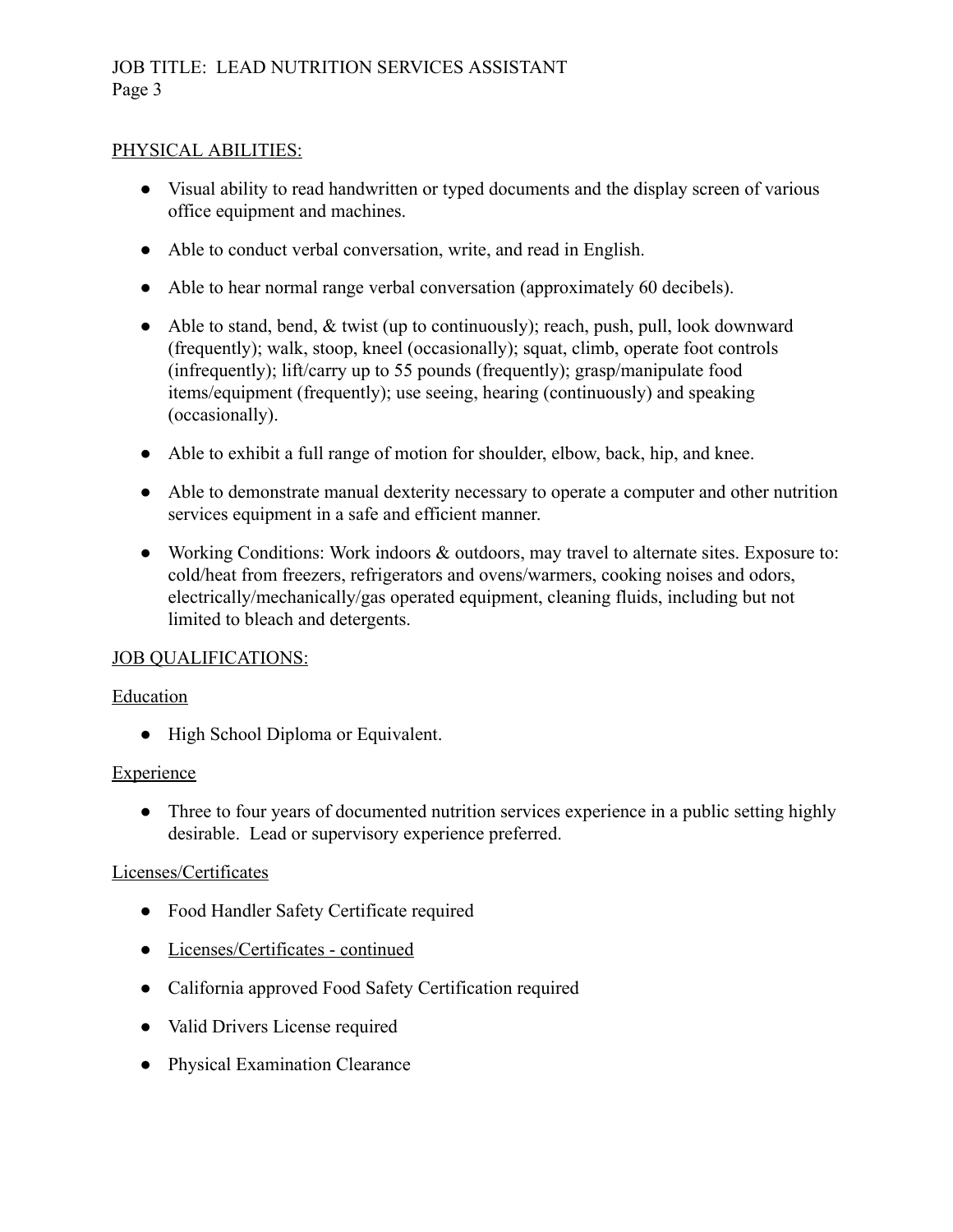## PHYSICAL ABILITIES:

- Visual ability to read handwritten or typed documents and the display screen of various office equipment and machines.
- Able to conduct verbal conversation, write, and read in English.
- Able to hear normal range verbal conversation (approximately 60 decibels).
- Able to stand, bend, & twist (up to continuously); reach, push, pull, look downward (frequently); walk, stoop, kneel (occasionally); squat, climb, operate foot controls (infrequently); lift/carry up to 55 pounds (frequently); grasp/manipulate food items/equipment (frequently); use seeing, hearing (continuously) and speaking (occasionally).
- Able to exhibit a full range of motion for shoulder, elbow, back, hip, and knee.
- Able to demonstrate manual dexterity necessary to operate a computer and other nutrition services equipment in a safe and efficient manner.
- Working Conditions: Work indoors & outdoors, may travel to alternate sites. Exposure to: cold/heat from freezers, refrigerators and ovens/warmers, cooking noises and odors, electrically/mechanically/gas operated equipment, cleaning fluids, including but not limited to bleach and detergents.

## JOB QUALIFICATIONS:

### Education

- High School Diploma or Equivalent.

### Experience

- Three to four years of documented nutrition services experience in a public setting highly desirable. Lead or supervisory experience preferred.

### Licenses/Certificates

- Food Handler Safety Certificate required
- Licenses/Certificates - continued
- California approved Food Safety Certification required
- Valid Drivers License required
- Physical Examination Clearance